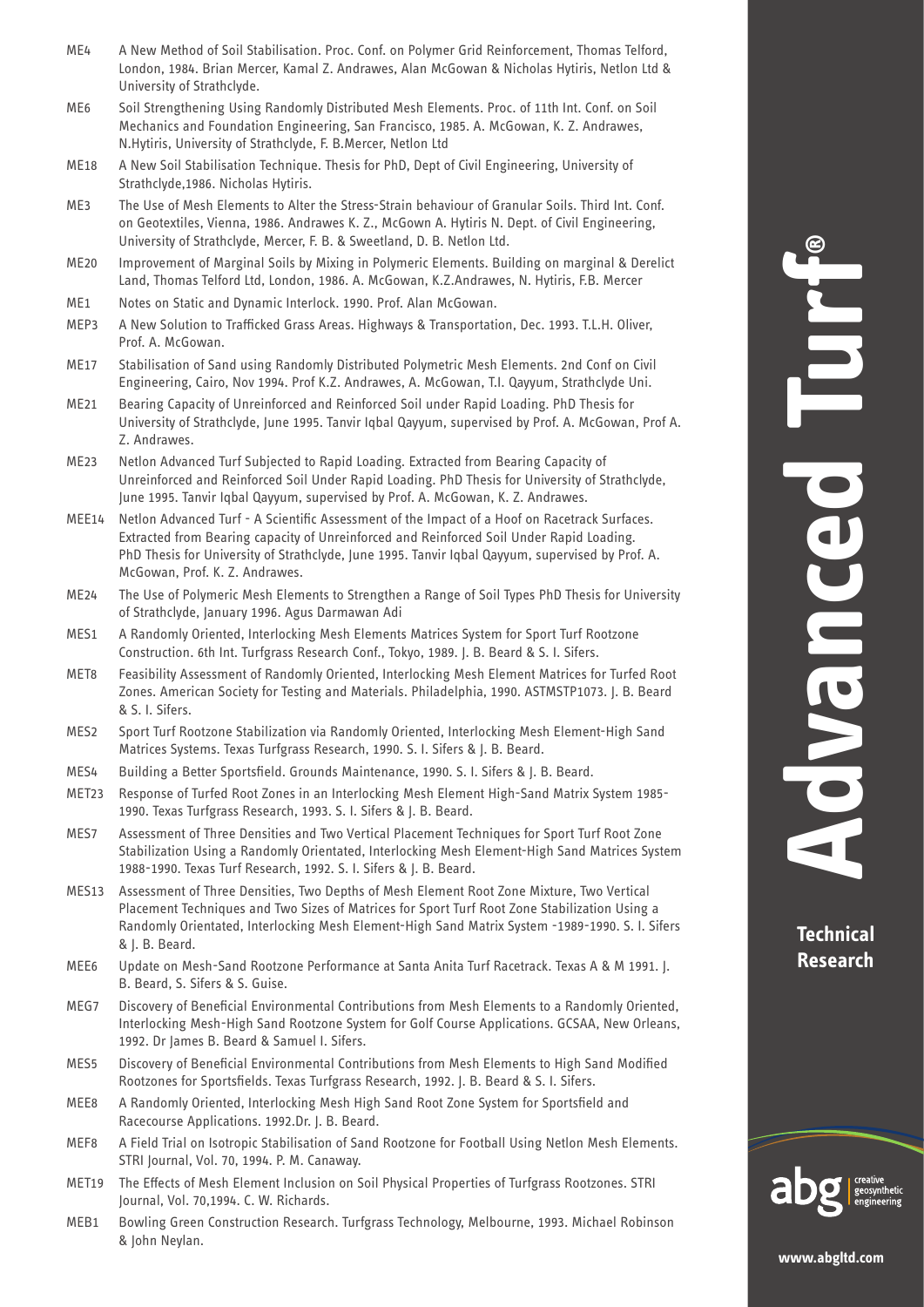ME4 A New Method of Soil Stabilisation. Proc. Conf. on Polymer Grid Reinforcement, Thomas Telford, London, 1984. Brian Mercer, Kamal Z. Andrawes, Alan McGowan & Nicholas Hytiris, Netlon Ltd & University of Strathclyde.

ME6 Soil Strengthening Using Randomly Distributed Mesh Elements. Proc. of 11th Int. Conf. on Soil Mechanics and Foundation Engineering, San Francisco, 1985. A. McGowan, K. Z. Andrawes, N.Hytiris, University of Strathclyde, F. B.Mercer, Netlon Ltd

ME18 A New Soil Stabilisation Technique. Thesis for PhD, Dept of Civil Engineering, University of Strathclyde,1986. Nicholas Hytiris.

ME3 The Use of Mesh Elements to Alter the Stress-Strain behaviour of Granular Soils. Third Int. Conf. on Geotextiles, Vienna, 1986. Andrawes K. Z., McGown A. Hytiris N. Dept. of Civil Engineering, University of Strathclyde, Mercer, F. B. & Sweetland, D. B. Netlon Ltd.

ME20 Improvement of Marginal Soils by Mixing in Polymeric Elements. Building on marginal & Derelict Land, Thomas Telford Ltd, London, 1986. A. McGowan, K.Z.Andrawes, N. Hytiris, F.B. Mercer

ME1 Notes on Static and Dynamic Interlock. 1990. Prof. Alan McGowan.

MEP3 A New Solution to Trafficked Grass Areas. Highways & Transportation, Dec. 1993. T.L.H. Oliver, Prof. A. McGowan.

ME17 Stabilisation of Sand using Randomly Distributed Polymetric Mesh Elements. 2nd Conf on Civil Engineering, Cairo, Nov 1994. Prof K.Z. Andrawes, A. McGowan, T.I. Qayyum, Strathclyde Uni.

ME21 Bearing Capacity of Unreinforced and Reinforced Soil under Rapid Loading. PhD Thesis for University of Strathclyde, June 1995. Tanvir Iqbal Qayyum, supervised by Prof. A. McGowan, Prof A. Z. Andrawes.

ME23 Netlon Advanced Turf Subjected to Rapid Loading. Extracted from Bearing Capacity of Unreinforced and Reinforced Soil Under Rapid Loading. PhD Thesis for University of Strathclyde, June 1995. Tanvir Iqbal Qayyum, supervised by Prof. A. McGowan, K. Z. Andrawes.

MEE14 Netlon Advanced Turf - A Scientific Assessment of the Impact of a Hoof on Racetrack Surfaces. Extracted from Bearing capacity of Unreinforced and Reinforced Soil Under Rapid Loading. PhD Thesis for University of Strathclyde, June 1995. Tanvir Iqbal Qayyum, supervised by Prof. A. McGowan, Prof. K. Z. Andrawes.

ME24 The Use of Polymeric Mesh Elements to Strengthen a Range of Soil Types PhD Thesis for University of Strathclyde, January 1996. Agus Darmawan Adi

MES1 A Randomly Oriented, Interlocking Mesh Elements Matrices System for Sport Turf Rootzone Construction. 6th Int. Turfgrass Research Conf., Tokyo, 1989. J. B. Beard & S. I. Sifers.

MET8 Feasibility Assessment of Randomly Oriented, Interlocking Mesh Element Matrices for Turfed Root Zones. American Society for Testing and Materials. Philadelphia, 1990. ASTMSTP1073. J. B. Beard & S. I. Sifers.

MES2 Sport Turf Rootzone Stabilization via Randomly Oriented, Interlocking Mesh Element-High Sand Matrices Systems. Texas Turfgrass Research, 1990. S. I. Sifers & J. B. Beard.

MES4 Building a Better Sportsfield. Grounds Maintenance, 1990. S. I. Sifers & J. B. Beard.

MET23 Response of Turfed Root Zones in an Interlocking Mesh Element High-Sand Matrix System 1985-1990. Texas Turfgrass Research, 1993. S. I. Sifers & J. B. Beard.

MES7 Assessment of Three Densities and Two Vertical Placement Techniques for Sport Turf Root Zone Stabilization Using a Randomly Orientated, Interlocking Mesh Element-High Sand Matrices System 1988-1990. Texas Turf Research, 1992. S. I. Sifers & J. B. Beard.

MES13 Assessment of Three Densities, Two Depths of Mesh Element Root Zone Mixture, Two Vertical Placement Techniques and Two Sizes of Matrices for Sport Turf Root Zone Stabilization Using a Randomly Orientated, Interlocking Mesh Element-High Sand Matrix System -1989-1990. S. I. Sifers & J. B. Beard.

MEE6 Update on Mesh-Sand Rootzone Performance at Santa Anita Turf Racetrack. Texas A & M 1991. J. B. Beard, S. Sifers & S. Guise.

MEG7 Discovery of Beneficial Environmental Contributions from Mesh Elements to a Randomly Oriented, Interlocking Mesh-High Sand Rootzone System for Golf Course Applications. GCSAA, New Orleans, 1992. Dr James B. Beard & Samuel I. Sifers.

MES5 Discovery of Beneficial Environmental Contributions from Mesh Elements to High Sand Modified Rootzones for Sportsfields. Texas Turfgrass Research, 1992. J. B. Beard & S. I. Sifers.

MEE8 A Randomly Oriented, Interlocking Mesh High Sand Root Zone System for Sportsfield and Racecourse Applications. 1992.Dr. J. B. Beard.

MEF8 A Field Trial on Isotropic Stabilisation of Sand Rootzone for Football Using Netlon Mesh Elements. STRI Journal, Vol. 70, 1994. P. M. Canaway.

MET19 The Effects of Mesh Element Inclusion on Soil Physical Properties of Turfgrass Rootzones. STRI Journal, Vol. 70,1994. C. W. Richards.

MEB1 Bowling Green Construction Research. Turfgrass Technology, Melbourne, 1993. Michael Robinson & John Neylan.

**Advanced Turf®**

**Technical Research**

abg creative geosynthetic engineering

www.abgltd.com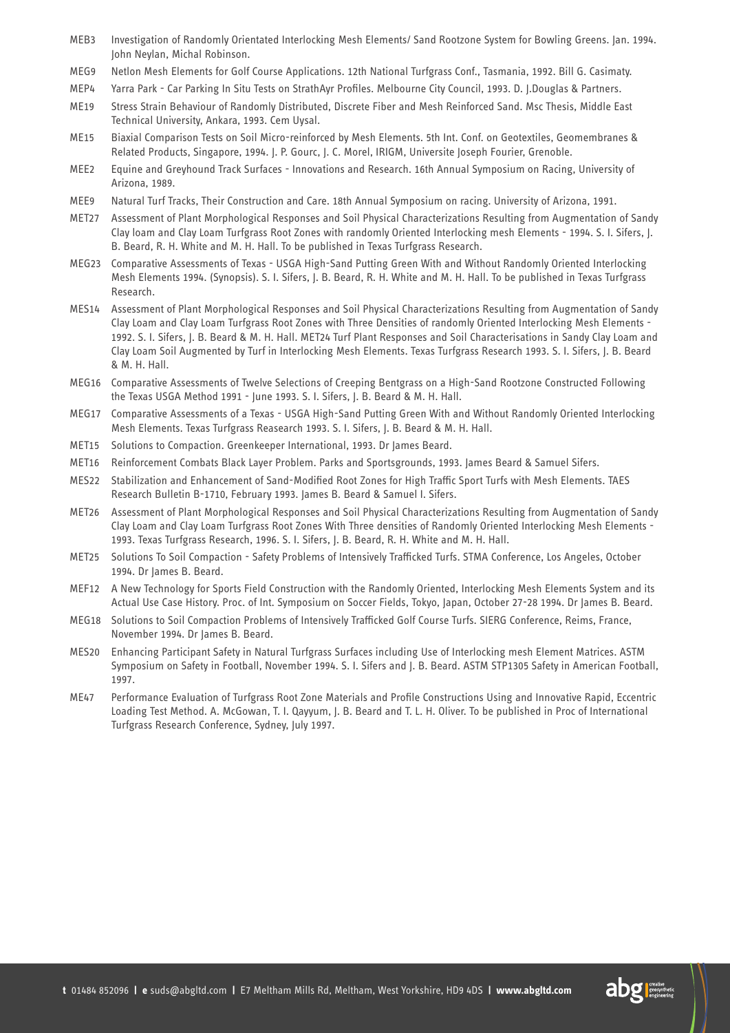MEB3 Investigation of Randomly Orientated Interlocking Mesh Elements/ Sand Rootzone System for Bowling Greens. Jan. 1994. John Neylan, Michal Robinson.

MEG9 Netlon Mesh Elements for Golf Course Applications. 12th National Turfgrass Conf., Tasmania, 1992. Bill G. Casimaty.

MEP4 Yarra Park - Car Parking In Situ Tests on StrathAyr Profiles. Melbourne City Council, 1993. D. J.Douglas & Partners.

ME19 Stress Strain Behaviour of Randomly Distributed, Discrete Fiber and Mesh Reinforced Sand. Msc Thesis, Middle East Technical University, Ankara, 1993. Cem Uysal.

ME15 Biaxial Comparison Tests on Soil Micro-reinforced by Mesh Elements. 5th Int. Conf. on Geotextiles, Geomembranes & Related Products, Singapore, 1994. J. P. Gourc, J. C. Morel, IRIGM, Universite Joseph Fourier, Grenoble.

MEE2 Equine and Greyhound Track Surfaces - Innovations and Research. 16th Annual Symposium on Racing, University of Arizona, 1989.

MEE9 Natural Turf Tracks, Their Construction and Care. 18th Annual Symposium on racing. University of Arizona, 1991.

MET27 Assessment of Plant Morphological Responses and Soil Physical Characterizations Resulting from Augmentation of Sandy Clay loam and Clay Loam Turfgrass Root Zones with randomly Oriented Interlocking mesh Elements - 1994. S. I. Sifers, J. B. Beard, R. H. White and M. H. Hall. To be published in Texas Turfgrass Research.

MEG23 Comparative Assessments of Texas - USGA High-Sand Putting Green With and Without Randomly Oriented Interlocking Mesh Elements 1994. (Synopsis). S. I. Sifers, J. B. Beard, R. H. White and M. H. Hall. To be published in Texas Turfgrass Research.

MES14 Assessment of Plant Morphological Responses and Soil Physical Characterizations Resulting from Augmentation of Sandy Clay Loam and Clay Loam Turfgrass Root Zones with Three Densities of randomly Oriented Interlocking Mesh Elements - 1992. S. I. Sifers, J. B. Beard & M. H. Hall. MET24 Turf Plant Responses and Soil Characterisations in Sandy Clay Loam and Clay Loam Soil Augmented by Turf in Interlocking Mesh Elements. Texas Turfgrass Research 1993. S. I. Sifers, J. B. Beard & M. H. Hall.

MEG16 Comparative Assessments of Twelve Selections of Creeping Bentgrass on a High-Sand Rootzone Constructed Following the Texas USGA Method 1991 - June 1993. S. I. Sifers, J. B. Beard & M. H. Hall.

MEG17 Comparative Assessments of a Texas - USGA High-Sand Putting Green With and Without Randomly Oriented Interlocking Mesh Elements. Texas Turfgrass Reasearch 1993. S. I. Sifers, J. B. Beard & M. H. Hall.

MET15 Solutions to Compaction. Greenkeeper International, 1993. Dr James Beard.

MET16 Reinforcement Combats Black Layer Problem. Parks and Sportsgrounds, 1993. James Beard & Samuel Sifers.

MES22 Stabilization and Enhancement of Sand-Modified Root Zones for High Traffic Sport Turfs with Mesh Elements. TAES Research Bulletin B-1710, February 1993. James B. Beard & Samuel I. Sifers.

MET26 Assessment of Plant Morphological Responses and Soil Physical Characterizations Resulting from Augmentation of Sandy Clay Loam and Clay Loam Turfgrass Root Zones With Three densities of Randomly Oriented Interlocking Mesh Elements - 1993. Texas Turfgrass Research, 1996. S. I. Sifers, J. B. Beard, R. H. White and M. H. Hall.

MET25 Solutions To Soil Compaction - Safety Problems of Intensively Trafficked Turfs. STMA Conference, Los Angeles, October 1994. Dr James B. Beard.

MEF12 A New Technology for Sports Field Construction with the Randomly Oriented, Interlocking Mesh Elements System and its Actual Use Case History. Proc. of Int. Symposium on Soccer Fields, Tokyo, Japan, October 27-28 1994. Dr James B. Beard.

MEG18 Solutions to Soil Compaction Problems of Intensively Trafficked Golf Course Turfs. SIERG Conference, Reims, France, November 1994. Dr James B. Beard.

MES20 Enhancing Participant Safety in Natural Turfgrass Surfaces including Use of Interlocking mesh Element Matrices. ASTM Symposium on Safety in Football, November 1994. S. I. Sifers and J. B. Beard. ASTM STP1305 Safety in American Football, 1997.

ME47 Performance Evaluation of Turfgrass Root Zone Materials and Profile Constructions Using and Innovative Rapid, Eccentric Loading Test Method. A. McGowan, T. I. Qayyum, J. B. Beard and T. L. H. Oliver. To be published in Proc of International Turfgrass Research Conference, Sydney, July 1997.